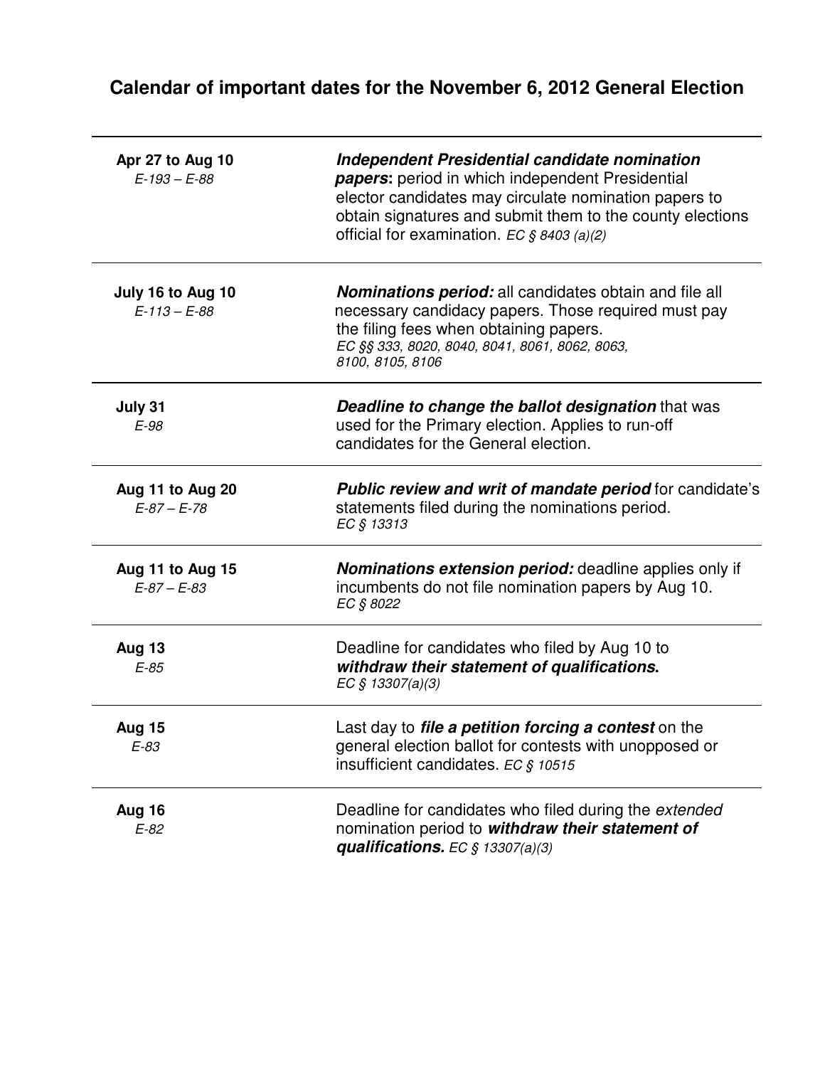# Calendar of important dates for the November 6, 2012 General Election

| Date | Description |
|---|---|
| **Apr 27 to Aug 10**<br>*E-193 – E-88* | ***Independent Presidential candidate nomination papers*****:** period in which independent Presidential elector candidates may circulate nomination papers to obtain signatures and submit them to the county elections official for examination. *EC § 8403 (a)(2)* |
| **July 16 to Aug 10**<br>*E-113 – E-88* | ***Nominations period:*** all candidates obtain and file all necessary candidacy papers. Those required must pay the filing fees when obtaining papers. *EC §§ 333, 8020, 8040, 8041, 8061, 8062, 8063, 8100, 8105, 8106* |
| **July 31**<br>*E-98* | ***Deadline to change the ballot designation*** that was used for the Primary election. Applies to run-off candidates for the General election. |
| **Aug 11 to Aug 20**<br>*E-87 – E-78* | ***Public review and writ of mandate period*** for candidate's statements filed during the nominations period. *EC § 13313* |
| **Aug 11 to Aug 15**<br>*E-87 – E-83* | ***Nominations extension period:*** deadline applies only if incumbents do not file nomination papers by Aug 10. *EC § 8022* |
| **Aug 13**<br>*E-85* | Deadline for candidates who filed by Aug 10 to ***withdraw their statement of qualifications.*** *EC § 13307(a)(3)* |
| **Aug 15**<br>*E-83* | Last day to ***file a petition forcing a contest*** on the general election ballot for contests with unopposed or insufficient candidates. *EC § 10515* |
| **Aug 16**<br>*E-82* | Deadline for candidates who filed during the *extended* nomination period to ***withdraw their statement of qualifications.*** *EC § 13307(a)(3)* |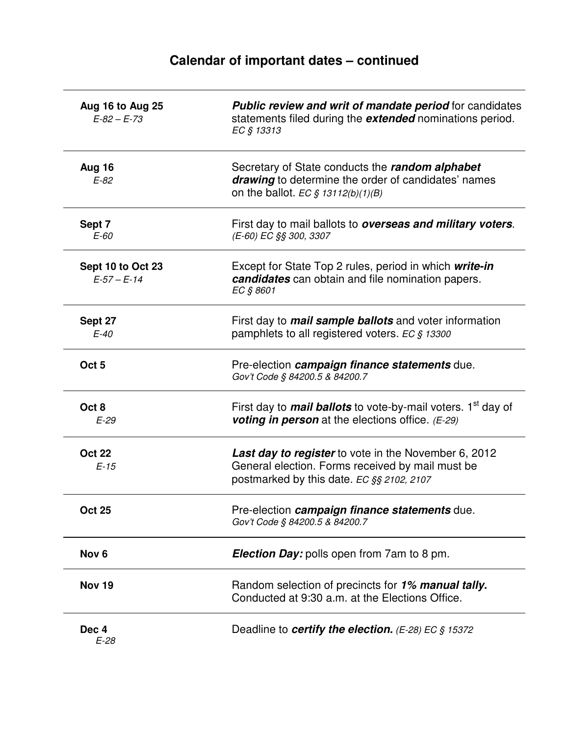# Calendar of important dates – continued

| | |
|---|---|
| **Aug 16 to Aug 25**<br>*E-82 – E-73* | ***Public review and writ of mandate period*** for candidates statements filed during the ***extended*** nominations period. *EC § 13313* |
| **Aug 16**<br>*E-82* | Secretary of State conducts the ***random alphabet drawing*** to determine the order of candidates' names on the ballot. *EC § 13112(b)(1)(B)* |
| **Sept 7**<br>*E-60* | First day to mail ballots to ***overseas and military voters***. *(E-60) EC §§ 300, 3307* |
| **Sept 10 to Oct 23**<br>*E-57 – E-14* | Except for State Top 2 rules, period in which ***write-in candidates*** can obtain and file nomination papers. *EC § 8601* |
| **Sept 27**<br>*E-40* | First day to ***mail sample ballots*** and voter information pamphlets to all registered voters. *EC § 13300* |
| **Oct 5** | Pre-election ***campaign finance statements*** due. *Gov't Code § 84200.5 & 84200.7* |
| **Oct 8**<br>*E-29* | First day to ***mail ballots*** to vote-by-mail voters. 1st day of ***voting in person*** at the elections office. *(E-29)* |
| **Oct 22**<br>*E-15* | ***Last day to register*** to vote in the November 6, 2012 General election. Forms received by mail must be postmarked by this date. *EC §§ 2102, 2107* |
| **Oct 25** | Pre-election ***campaign finance statements*** due. *Gov't Code § 84200.5 & 84200.7* |
| **Nov 6** | ***Election Day:*** polls open from 7am to 8 pm. |
| **Nov 19** | Random selection of precincts for ***1% manual tally.*** Conducted at 9:30 a.m. at the Elections Office. |
| **Dec 4**<br>*E-28* | Deadline to ***certify the election.*** *(E-28) EC § 15372* |